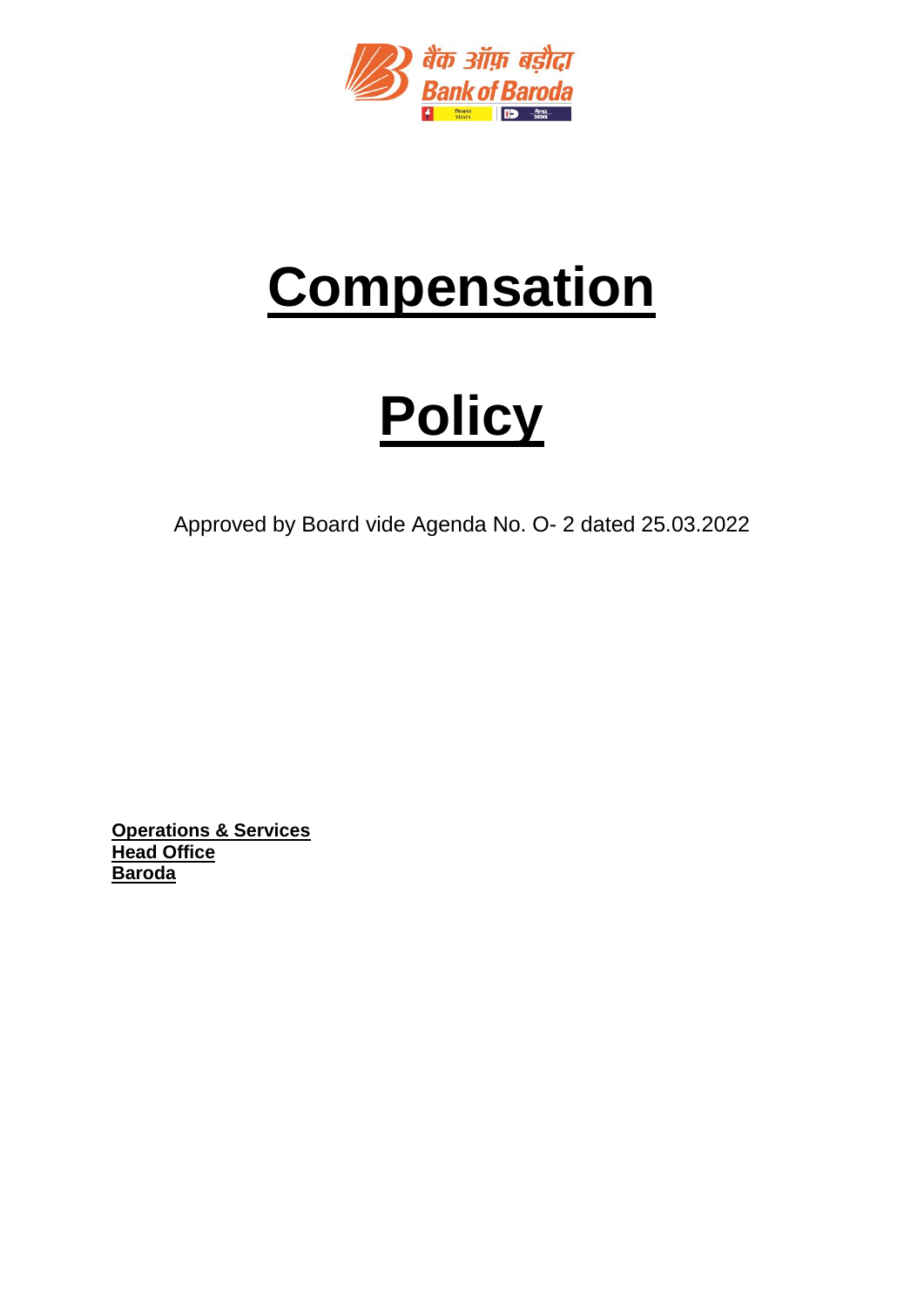# Compensation

# Policy

Approved by Board vide Agenda No. O- 2 dated 25.03.2022

**Operations & Services**
**Head Office**
**Baroda**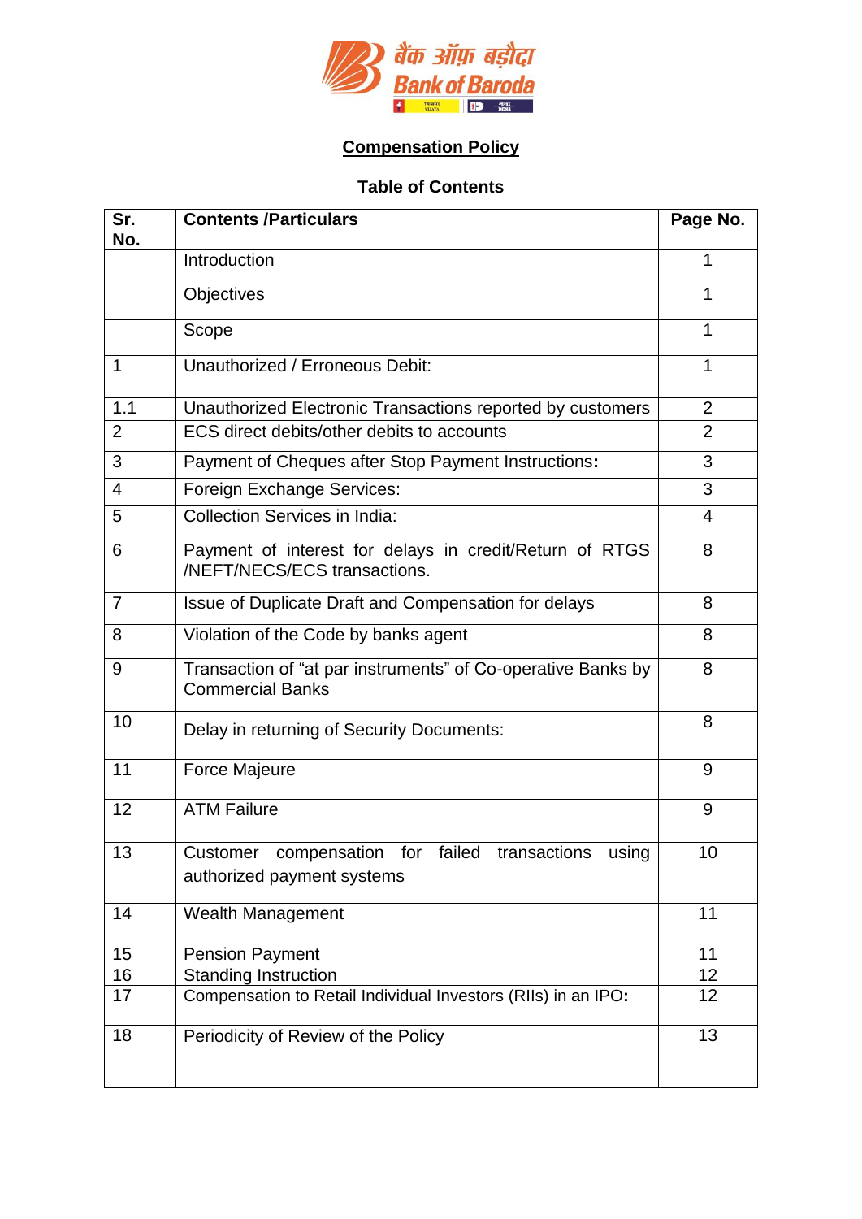बैंक ऑफ़ बड़ौदा
Bank of Baroda

## Compensation Policy

### Table of Contents

| Sr. No. | Contents /Particulars | Page No. |
|---|---|---|
| | Introduction | 1 |
| | Objectives | 1 |
| | Scope | 1 |
| 1 | Unauthorized / Erroneous Debit: | 1 |
| 1.1 | Unauthorized Electronic Transactions reported by customers | 2 |
| 2 | ECS direct debits/other debits to accounts | 2 |
| 3 | Payment of Cheques after Stop Payment Instructions**:** | 3 |
| 4 | Foreign Exchange Services: | 3 |
| 5 | Collection Services in India: | 4 |
| 6 | Payment of interest for delays in credit/Return of RTGS /NEFT/NECS/ECS transactions. | 8 |
| 7 | Issue of Duplicate Draft and Compensation for delays | 8 |
| 8 | Violation of the Code by banks agent | 8 |
| 9 | Transaction of "at par instruments" of Co-operative Banks by Commercial Banks | 8 |
| 10 | Delay in returning of Security Documents: | 8 |
| 11 | Force Majeure | 9 |
| 12 | ATM Failure | 9 |
| 13 | Customer compensation for failed transactions using authorized payment systems | 10 |
| 14 | Wealth Management | 11 |
| 15 | Pension Payment | 11 |
| 16 | Standing Instruction | 12 |
| 17 | Compensation to Retail Individual Investors (RIIs) in an IPO**:** | 12 |
| 18 | Periodicity of Review of the Policy | 13 |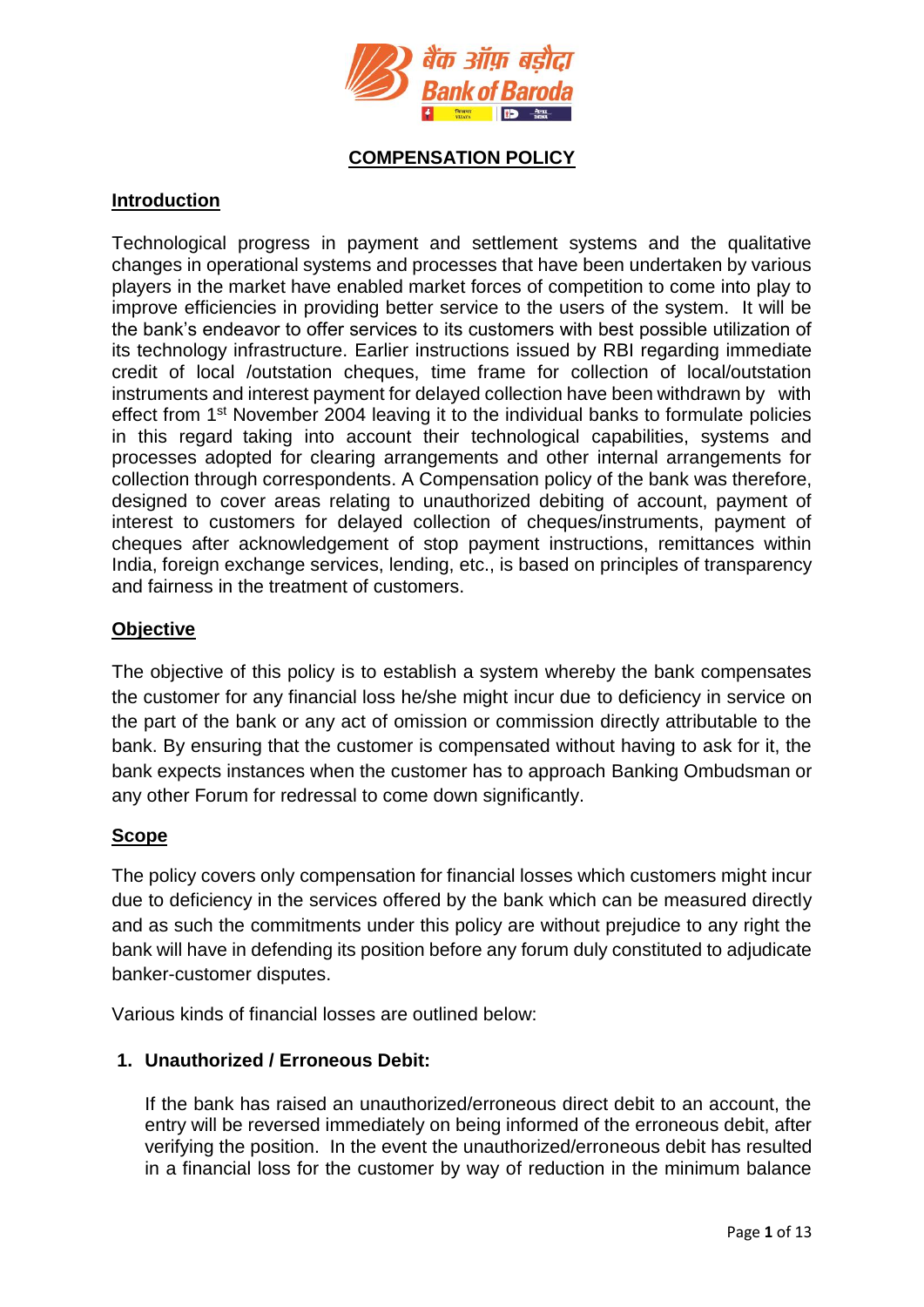## COMPENSATION POLICY

### Introduction

Technological progress in payment and settlement systems and the qualitative changes in operational systems and processes that have been undertaken by various players in the market have enabled market forces of competition to come into play to improve efficiencies in providing better service to the users of the system. It will be the bank's endeavor to offer services to its customers with best possible utilization of its technology infrastructure. Earlier instructions issued by RBI regarding immediate credit of local /outstation cheques, time frame for collection of local/outstation instruments and interest payment for delayed collection have been withdrawn by with effect from 1st November 2004 leaving it to the individual banks to formulate policies in this regard taking into account their technological capabilities, systems and processes adopted for clearing arrangements and other internal arrangements for collection through correspondents. A Compensation policy of the bank was therefore, designed to cover areas relating to unauthorized debiting of account, payment of interest to customers for delayed collection of cheques/instruments, payment of cheques after acknowledgement of stop payment instructions, remittances within India, foreign exchange services, lending, etc., is based on principles of transparency and fairness in the treatment of customers.

### Objective

The objective of this policy is to establish a system whereby the bank compensates the customer for any financial loss he/she might incur due to deficiency in service on the part of the bank or any act of omission or commission directly attributable to the bank. By ensuring that the customer is compensated without having to ask for it, the bank expects instances when the customer has to approach Banking Ombudsman or any other Forum for redressal to come down significantly.

### Scope

The policy covers only compensation for financial losses which customers might incur due to deficiency in the services offered by the bank which can be measured directly and as such the commitments under this policy are without prejudice to any right the bank will have in defending its position before any forum duly constituted to adjudicate banker-customer disputes.

Various kinds of financial losses are outlined below:

1. **Unauthorized / Erroneous Debit:**

   If the bank has raised an unauthorized/erroneous direct debit to an account, the entry will be reversed immediately on being informed of the erroneous debit, after verifying the position. In the event the unauthorized/erroneous debit has resulted in a financial loss for the customer by way of reduction in the minimum balance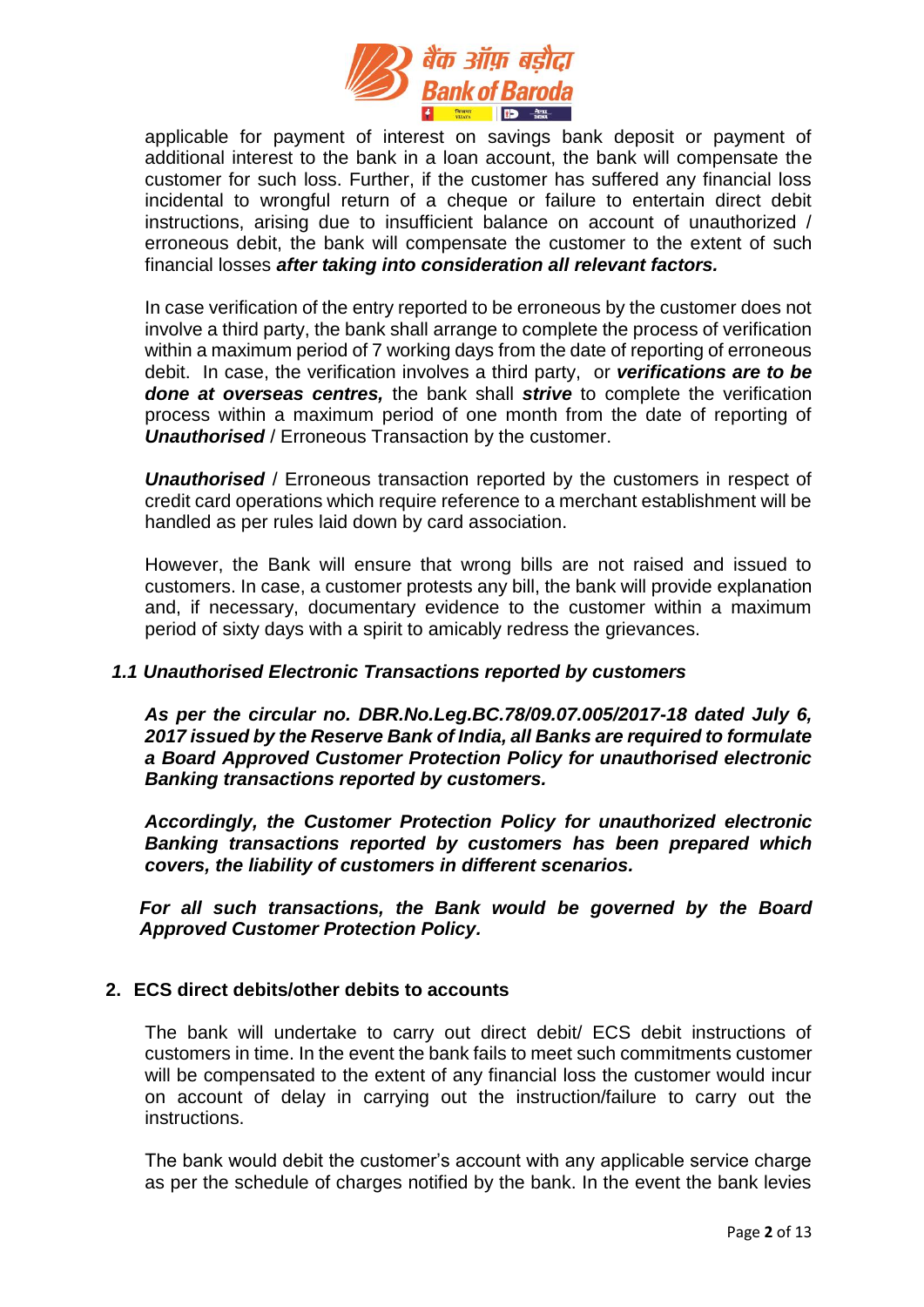applicable for payment of interest on savings bank deposit or payment of additional interest to the bank in a loan account, the bank will compensate the customer for such loss. Further, if the customer has suffered any financial loss incidental to wrongful return of a cheque or failure to entertain direct debit instructions, arising due to insufficient balance on account of unauthorized / erroneous debit, the bank will compensate the customer to the extent of such financial losses ***after taking into consideration all relevant factors.***

In case verification of the entry reported to be erroneous by the customer does not involve a third party, the bank shall arrange to complete the process of verification within a maximum period of 7 working days from the date of reporting of erroneous debit. In case, the verification involves a third party, or ***verifications are to be done at overseas centres,*** the bank shall ***strive*** to complete the verification process within a maximum period of one month from the date of reporting of ***Unauthorised*** / Erroneous Transaction by the customer.

***Unauthorised*** / Erroneous transaction reported by the customers in respect of credit card operations which require reference to a merchant establishment will be handled as per rules laid down by card association.

However, the Bank will ensure that wrong bills are not raised and issued to customers. In case, a customer protests any bill, the bank will provide explanation and, if necessary, documentary evidence to the customer within a maximum period of sixty days with a spirit to amicably redress the grievances.

### *1.1 Unauthorised Electronic Transactions reported by customers*

***As per the circular no. DBR.No.Leg.BC.78/09.07.005/2017-18 dated July 6, 2017 issued by the Reserve Bank of India, all Banks are required to formulate a Board Approved Customer Protection Policy for unauthorised electronic Banking transactions reported by customers.***

***Accordingly, the Customer Protection Policy for unauthorized electronic Banking transactions reported by customers has been prepared which covers, the liability of customers in different scenarios.***

***For all such transactions, the Bank would be governed by the Board Approved Customer Protection Policy.***

## 2. ECS direct debits/other debits to accounts

The bank will undertake to carry out direct debit/ ECS debit instructions of customers in time. In the event the bank fails to meet such commitments customer will be compensated to the extent of any financial loss the customer would incur on account of delay in carrying out the instruction/failure to carry out the instructions.

The bank would debit the customer's account with any applicable service charge as per the schedule of charges notified by the bank. In the event the bank levies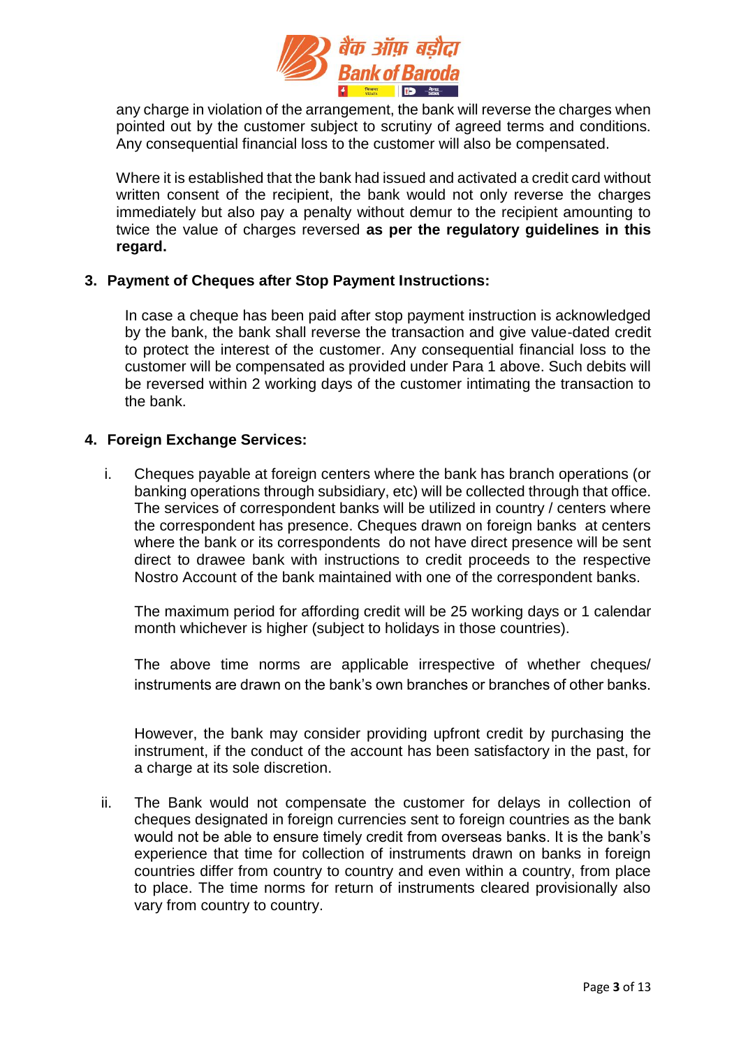any charge in violation of the arrangement, the bank will reverse the charges when pointed out by the customer subject to scrutiny of agreed terms and conditions. Any consequential financial loss to the customer will also be compensated.

Where it is established that the bank had issued and activated a credit card without written consent of the recipient, the bank would not only reverse the charges immediately but also pay a penalty without demur to the recipient amounting to twice the value of charges reversed **as per the regulatory guidelines in this regard.**

**3. Payment of Cheques after Stop Payment Instructions:**

In case a cheque has been paid after stop payment instruction is acknowledged by the bank, the bank shall reverse the transaction and give value-dated credit to protect the interest of the customer. Any consequential financial loss to the customer will be compensated as provided under Para 1 above. Such debits will be reversed within 2 working days of the customer intimating the transaction to the bank.

**4. Foreign Exchange Services:**

i. Cheques payable at foreign centers where the bank has branch operations (or banking operations through subsidiary, etc) will be collected through that office. The services of correspondent banks will be utilized in country / centers where the correspondent has presence. Cheques drawn on foreign banks at centers where the bank or its correspondents do not have direct presence will be sent direct to drawee bank with instructions to credit proceeds to the respective Nostro Account of the bank maintained with one of the correspondent banks.

   The maximum period for affording credit will be 25 working days or 1 calendar month whichever is higher (subject to holidays in those countries).

   The above time norms are applicable irrespective of whether cheques/ instruments are drawn on the bank's own branches or branches of other banks.

   However, the bank may consider providing upfront credit by purchasing the instrument, if the conduct of the account has been satisfactory in the past, for a charge at its sole discretion.

ii. The Bank would not compensate the customer for delays in collection of cheques designated in foreign currencies sent to foreign countries as the bank would not be able to ensure timely credit from overseas banks. It is the bank's experience that time for collection of instruments drawn on banks in foreign countries differ from country to country and even within a country, from place to place. The time norms for return of instruments cleared provisionally also vary from country to country.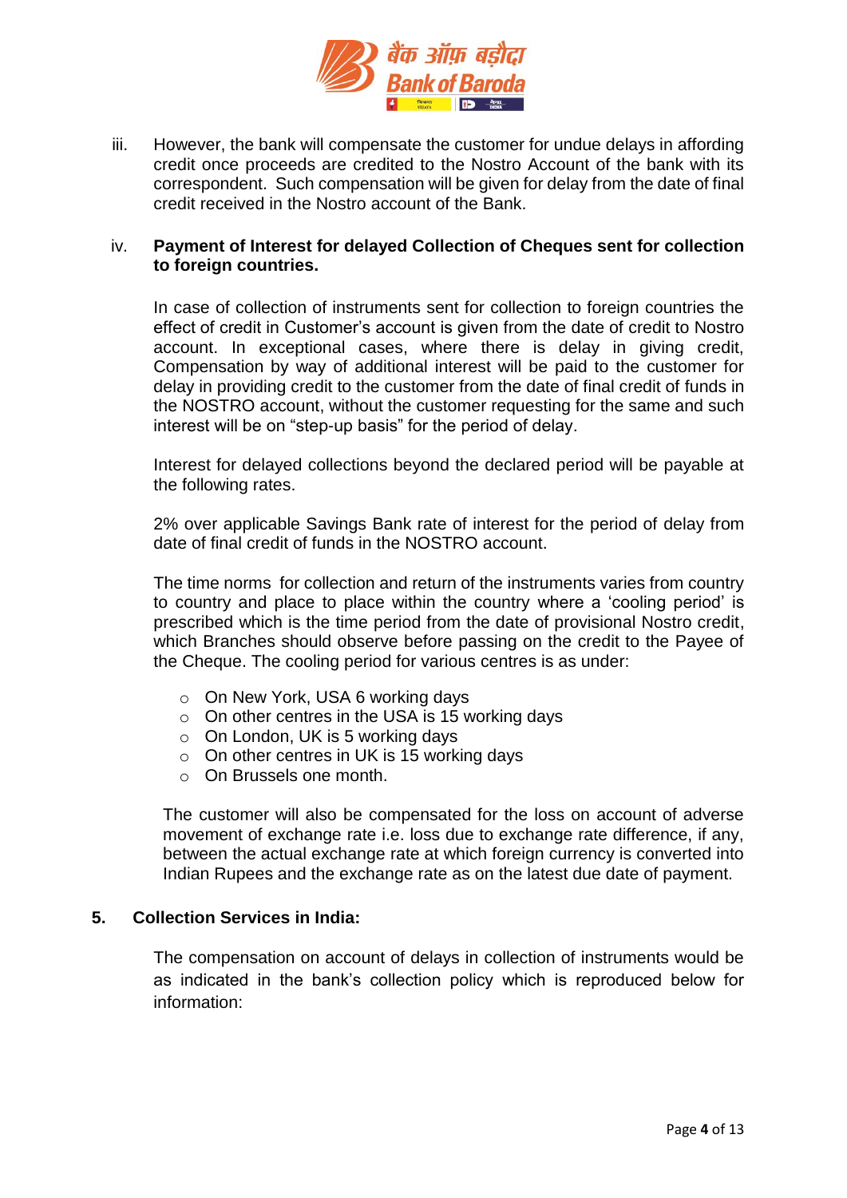iii. However, the bank will compensate the customer for undue delays in affording credit once proceeds are credited to the Nostro Account of the bank with its correspondent. Such compensation will be given for delay from the date of final credit received in the Nostro account of the Bank.

iv. **Payment of Interest for delayed Collection of Cheques sent for collection to foreign countries.**

In case of collection of instruments sent for collection to foreign countries the effect of credit in Customer's account is given from the date of credit to Nostro account. In exceptional cases, where there is delay in giving credit, Compensation by way of additional interest will be paid to the customer for delay in providing credit to the customer from the date of final credit of funds in the NOSTRO account, without the customer requesting for the same and such interest will be on "step-up basis" for the period of delay.

Interest for delayed collections beyond the declared period will be payable at the following rates.

2% over applicable Savings Bank rate of interest for the period of delay from date of final credit of funds in the NOSTRO account.

The time norms for collection and return of the instruments varies from country to country and place to place within the country where a 'cooling period' is prescribed which is the time period from the date of provisional Nostro credit, which Branches should observe before passing on the credit to the Payee of the Cheque. The cooling period for various centres is as under:

- On New York, USA 6 working days
- On other centres in the USA is 15 working days
- On London, UK is 5 working days
- On other centres in UK is 15 working days
- On Brussels one month.

The customer will also be compensated for the loss on account of adverse movement of exchange rate i.e. loss due to exchange rate difference, if any, between the actual exchange rate at which foreign currency is converted into Indian Rupees and the exchange rate as on the latest due date of payment.

## 5. Collection Services in India:

The compensation on account of delays in collection of instruments would be as indicated in the bank's collection policy which is reproduced below for information: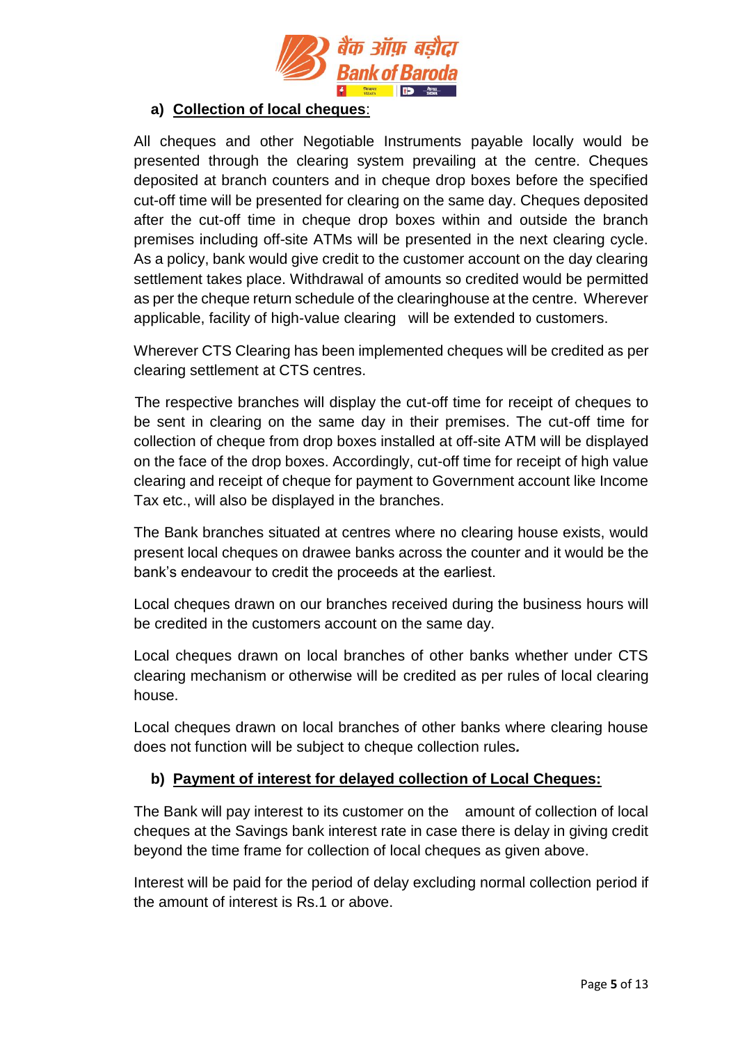**a) Collection of local cheques**:

All cheques and other Negotiable Instruments payable locally would be presented through the clearing system prevailing at the centre. Cheques deposited at branch counters and in cheque drop boxes before the specified cut-off time will be presented for clearing on the same day. Cheques deposited after the cut-off time in cheque drop boxes within and outside the branch premises including off-site ATMs will be presented in the next clearing cycle. As a policy, bank would give credit to the customer account on the day clearing settlement takes place. Withdrawal of amounts so credited would be permitted as per the cheque return schedule of the clearinghouse at the centre. Wherever applicable, facility of high-value clearing will be extended to customers.

Wherever CTS Clearing has been implemented cheques will be credited as per clearing settlement at CTS centres.

The respective branches will display the cut-off time for receipt of cheques to be sent in clearing on the same day in their premises. The cut-off time for collection of cheque from drop boxes installed at off-site ATM will be displayed on the face of the drop boxes. Accordingly, cut-off time for receipt of high value clearing and receipt of cheque for payment to Government account like Income Tax etc., will also be displayed in the branches.

The Bank branches situated at centres where no clearing house exists, would present local cheques on drawee banks across the counter and it would be the bank's endeavour to credit the proceeds at the earliest.

Local cheques drawn on our branches received during the business hours will be credited in the customers account on the same day.

Local cheques drawn on local branches of other banks whether under CTS clearing mechanism or otherwise will be credited as per rules of local clearing house.

Local cheques drawn on local branches of other banks where clearing house does not function will be subject to cheque collection rules*.*

**b) Payment of interest for delayed collection of Local Cheques:**

The Bank will pay interest to its customer on the amount of collection of local cheques at the Savings bank interest rate in case there is delay in giving credit beyond the time frame for collection of local cheques as given above.

Interest will be paid for the period of delay excluding normal collection period if the amount of interest is Rs.1 or above.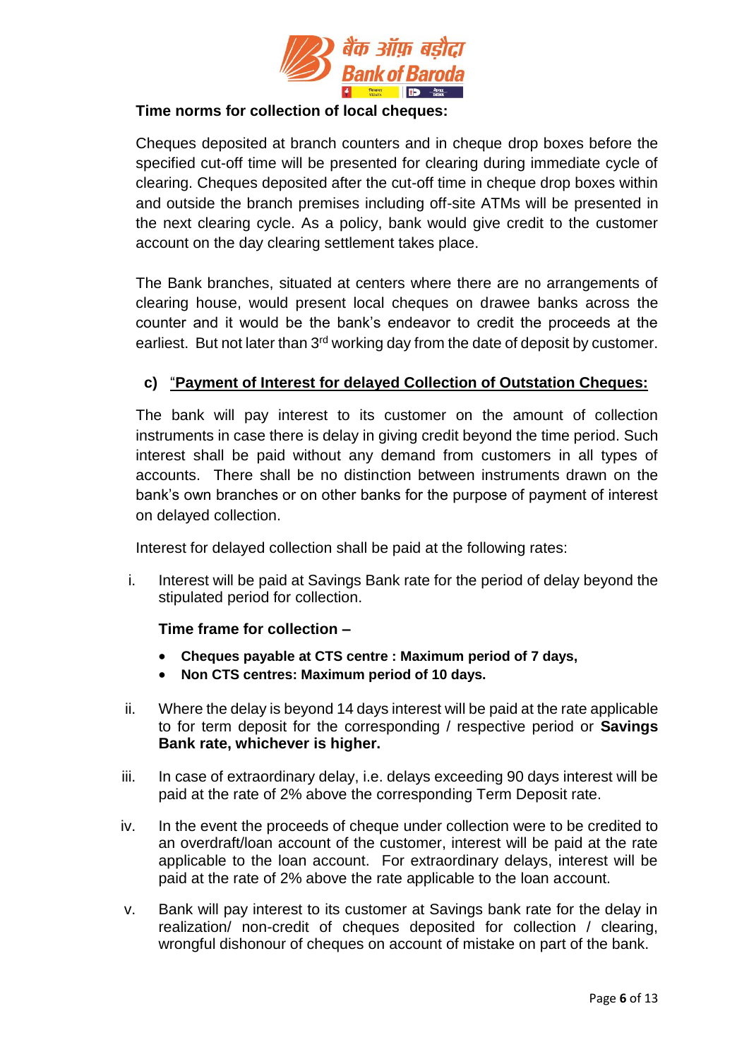**Time norms for collection of local cheques:**

Cheques deposited at branch counters and in cheque drop boxes before the specified cut-off time will be presented for clearing during immediate cycle of clearing. Cheques deposited after the cut-off time in cheque drop boxes within and outside the branch premises including off-site ATMs will be presented in the next clearing cycle. As a policy, bank would give credit to the customer account on the day clearing settlement takes place.

The Bank branches, situated at centers where there are no arrangements of clearing house, would present local cheques on drawee banks across the counter and it would be the bank's endeavor to credit the proceeds at the earliest. But not later than 3rd working day from the date of deposit by customer.

**c)** "**Payment of Interest for delayed Collection of Outstation Cheques:**

The bank will pay interest to its customer on the amount of collection instruments in case there is delay in giving credit beyond the time period. Such interest shall be paid without any demand from customers in all types of accounts. There shall be no distinction between instruments drawn on the bank's own branches or on other banks for the purpose of payment of interest on delayed collection.

Interest for delayed collection shall be paid at the following rates:

i. Interest will be paid at Savings Bank rate for the period of delay beyond the stipulated period for collection.

   **Time frame for collection –**

   - **Cheques payable at CTS centre : Maximum period of 7 days,**
   - **Non CTS centres: Maximum period of 10 days.**

ii. Where the delay is beyond 14 days interest will be paid at the rate applicable to for term deposit for the corresponding / respective period or **Savings Bank rate, whichever is higher.**

iii. In case of extraordinary delay, i.e. delays exceeding 90 days interest will be paid at the rate of 2% above the corresponding Term Deposit rate.

iv. In the event the proceeds of cheque under collection were to be credited to an overdraft/loan account of the customer, interest will be paid at the rate applicable to the loan account. For extraordinary delays, interest will be paid at the rate of 2% above the rate applicable to the loan account.

v. Bank will pay interest to its customer at Savings bank rate for the delay in realization/ non-credit of cheques deposited for collection / clearing, wrongful dishonour of cheques on account of mistake on part of the bank.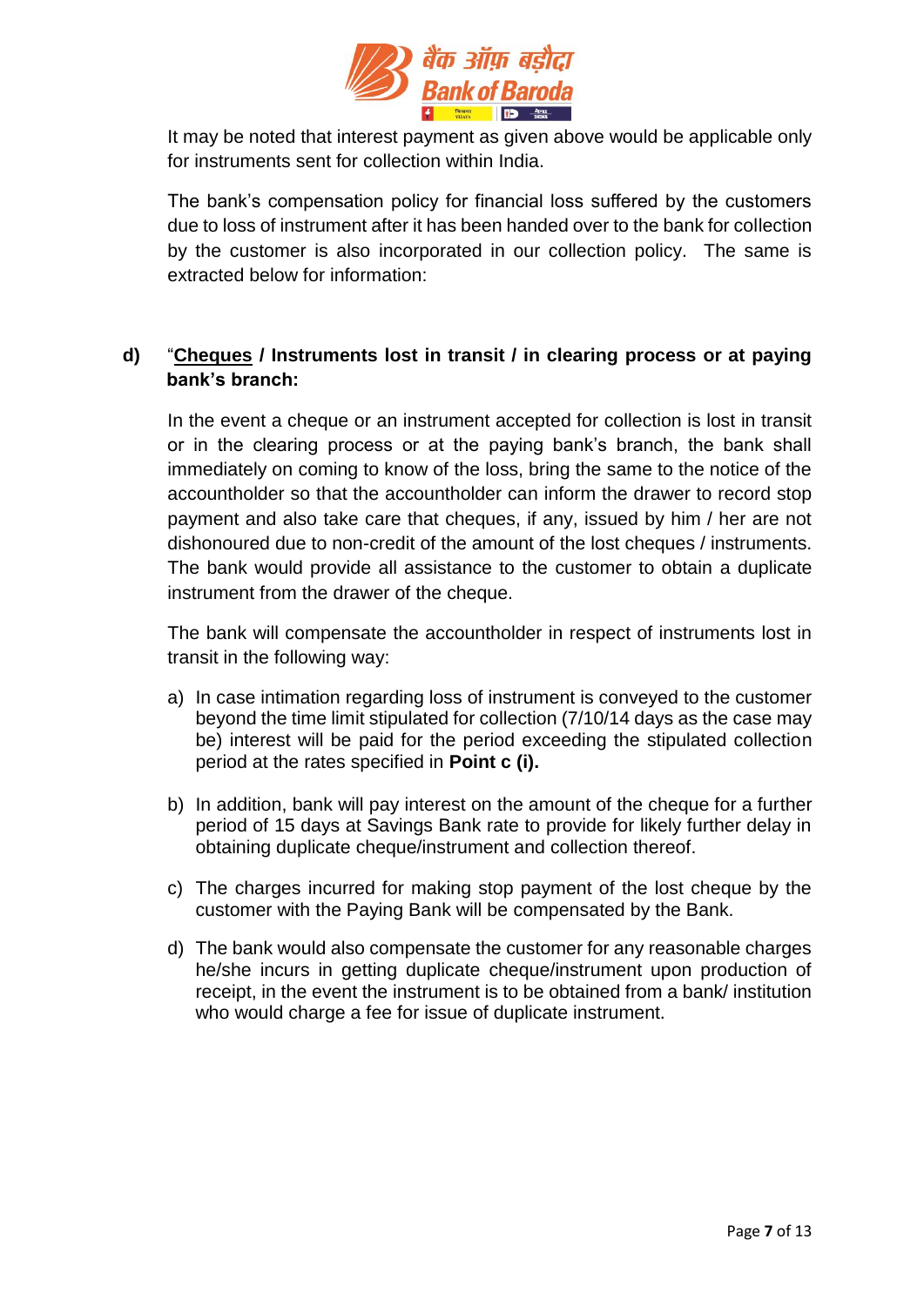It may be noted that interest payment as given above would be applicable only for instruments sent for collection within India.

The bank's compensation policy for financial loss suffered by the customers due to loss of instrument after it has been handed over to the bank for collection by the customer is also incorporated in our collection policy. The same is extracted below for information:

**d)** "**Cheques / Instruments lost in transit / in clearing process or at paying bank's branch:**

In the event a cheque or an instrument accepted for collection is lost in transit or in the clearing process or at the paying bank's branch, the bank shall immediately on coming to know of the loss, bring the same to the notice of the accountholder so that the accountholder can inform the drawer to record stop payment and also take care that cheques, if any, issued by him / her are not dishonoured due to non-credit of the amount of the lost cheques / instruments. The bank would provide all assistance to the customer to obtain a duplicate instrument from the drawer of the cheque.

The bank will compensate the accountholder in respect of instruments lost in transit in the following way:

a) In case intimation regarding loss of instrument is conveyed to the customer beyond the time limit stipulated for collection (7/10/14 days as the case may be) interest will be paid for the period exceeding the stipulated collection period at the rates specified in **Point c (i).**

b) In addition, bank will pay interest on the amount of the cheque for a further period of 15 days at Savings Bank rate to provide for likely further delay in obtaining duplicate cheque/instrument and collection thereof.

c) The charges incurred for making stop payment of the lost cheque by the customer with the Paying Bank will be compensated by the Bank.

d) The bank would also compensate the customer for any reasonable charges he/she incurs in getting duplicate cheque/instrument upon production of receipt, in the event the instrument is to be obtained from a bank/ institution who would charge a fee for issue of duplicate instrument.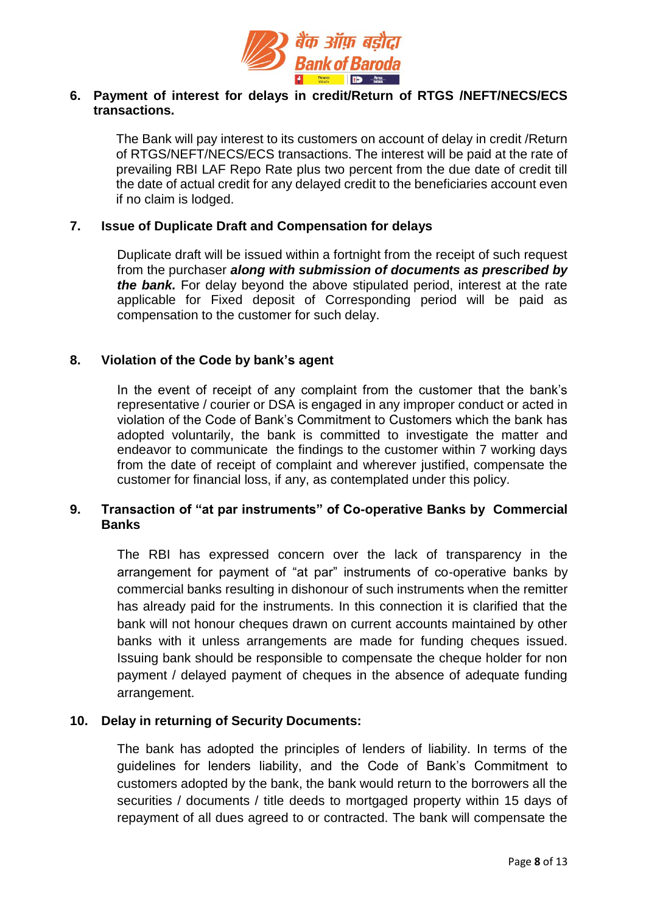## 6. Payment of interest for delays in credit/Return of RTGS /NEFT/NECS/ECS transactions.

The Bank will pay interest to its customers on account of delay in credit /Return of RTGS/NEFT/NECS/ECS transactions. The interest will be paid at the rate of prevailing RBI LAF Repo Rate plus two percent from the due date of credit till the date of actual credit for any delayed credit to the beneficiaries account even if no claim is lodged.

## 7. Issue of Duplicate Draft and Compensation for delays

Duplicate draft will be issued within a fortnight from the receipt of such request from the purchaser ***along with submission of documents as prescribed by the bank.*** For delay beyond the above stipulated period, interest at the rate applicable for Fixed deposit of Corresponding period will be paid as compensation to the customer for such delay.

## 8. Violation of the Code by bank's agent

In the event of receipt of any complaint from the customer that the bank's representative / courier or DSA is engaged in any improper conduct or acted in violation of the Code of Bank's Commitment to Customers which the bank has adopted voluntarily, the bank is committed to investigate the matter and endeavor to communicate the findings to the customer within 7 working days from the date of receipt of complaint and wherever justified, compensate the customer for financial loss, if any, as contemplated under this policy.

## 9. Transaction of "at par instruments" of Co-operative Banks by Commercial Banks

The RBI has expressed concern over the lack of transparency in the arrangement for payment of "at par" instruments of co-operative banks by commercial banks resulting in dishonour of such instruments when the remitter has already paid for the instruments. In this connection it is clarified that the bank will not honour cheques drawn on current accounts maintained by other banks with it unless arrangements are made for funding cheques issued. Issuing bank should be responsible to compensate the cheque holder for non payment / delayed payment of cheques in the absence of adequate funding arrangement.

## 10. Delay in returning of Security Documents:

The bank has adopted the principles of lenders of liability. In terms of the guidelines for lenders liability, and the Code of Bank's Commitment to customers adopted by the bank, the bank would return to the borrowers all the securities / documents / title deeds to mortgaged property within 15 days of repayment of all dues agreed to or contracted. The bank will compensate the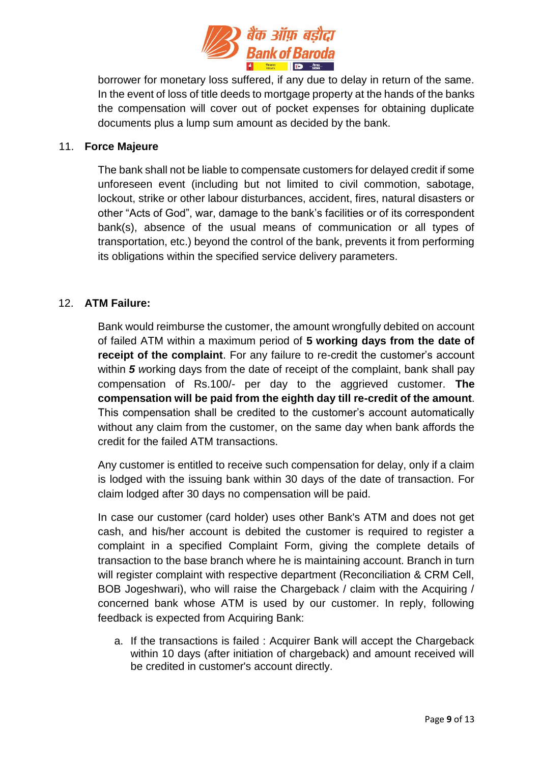borrower for monetary loss suffered, if any due to delay in return of the same. In the event of loss of title deeds to mortgage property at the hands of the banks the compensation will cover out of pocket expenses for obtaining duplicate documents plus a lump sum amount as decided by the bank.

11. **Force Majeure**

The bank shall not be liable to compensate customers for delayed credit if some unforeseen event (including but not limited to civil commotion, sabotage, lockout, strike or other labour disturbances, accident, fires, natural disasters or other "Acts of God", war, damage to the bank's facilities or of its correspondent bank(s), absence of the usual means of communication or all types of transportation, etc.) beyond the control of the bank, prevents it from performing its obligations within the specified service delivery parameters.

12. **ATM Failure:**

Bank would reimburse the customer, the amount wrongfully debited on account of failed ATM within a maximum period of **5 working days from the date of receipt of the complaint**. For any failure to re-credit the customer's account within ***5*** *w*orking days from the date of receipt of the complaint, bank shall pay compensation of Rs.100/- per day to the aggrieved customer. **The compensation will be paid from the eighth day till re-credit of the amount**. This compensation shall be credited to the customer's account automatically without any claim from the customer, on the same day when bank affords the credit for the failed ATM transactions.

Any customer is entitled to receive such compensation for delay, only if a claim is lodged with the issuing bank within 30 days of the date of transaction. For claim lodged after 30 days no compensation will be paid.

In case our customer (card holder) uses other Bank's ATM and does not get cash, and his/her account is debited the customer is required to register a complaint in a specified Complaint Form, giving the complete details of transaction to the base branch where he is maintaining account. Branch in turn will register complaint with respective department (Reconciliation & CRM Cell, BOB Jogeshwari), who will raise the Chargeback / claim with the Acquiring / concerned bank whose ATM is used by our customer. In reply, following feedback is expected from Acquiring Bank:

a. If the transactions is failed : Acquirer Bank will accept the Chargeback within 10 days (after initiation of chargeback) and amount received will be credited in customer's account directly.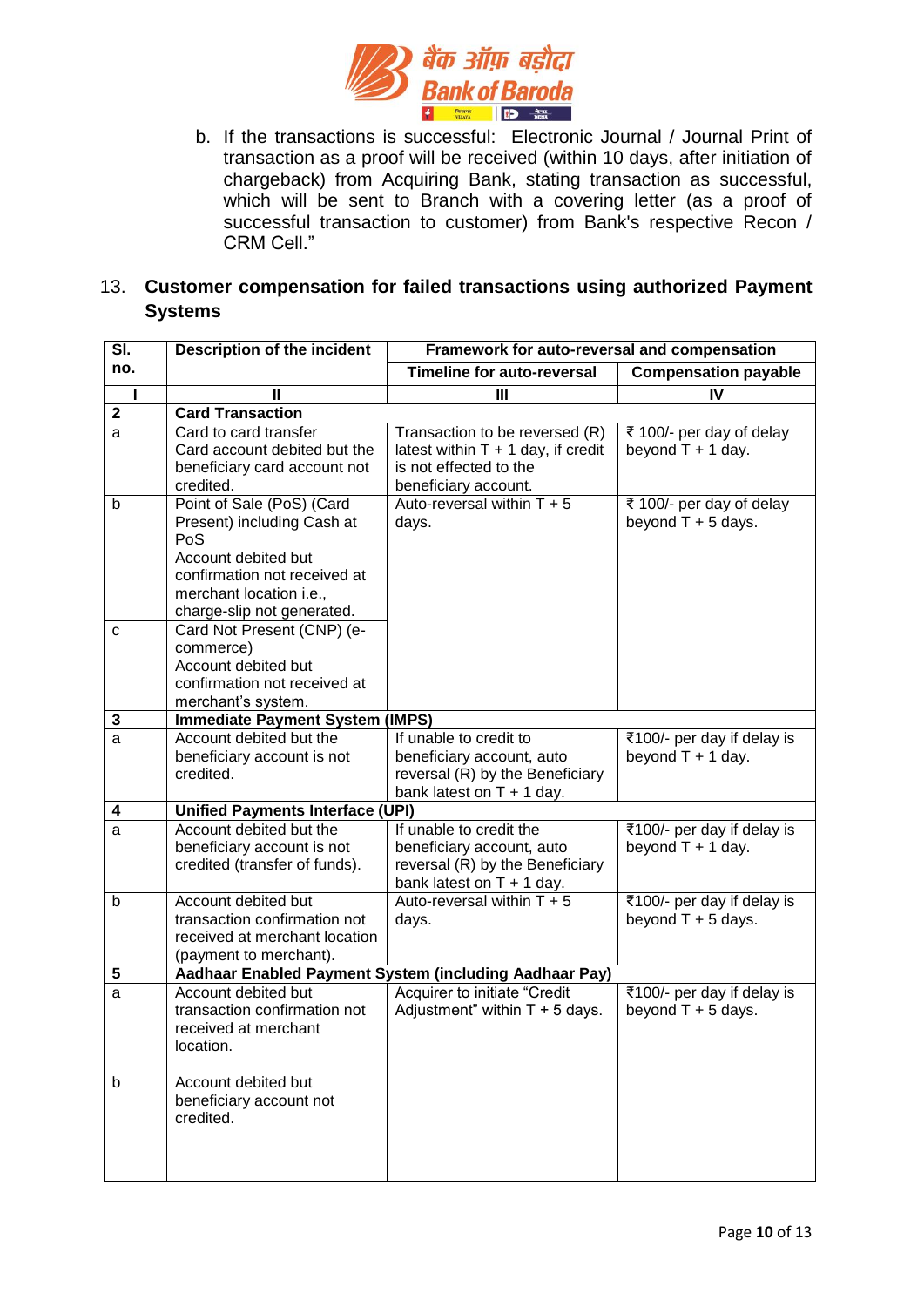b. If the transactions is successful: Electronic Journal / Journal Print of transaction as a proof will be received (within 10 days, after initiation of chargeback) from Acquiring Bank, stating transaction as successful, which will be sent to Branch with a covering letter (as a proof of successful transaction to customer) from Bank's respective Recon / CRM Cell."

## 13. Customer compensation for failed transactions using authorized Payment Systems

| Sl. no. | Description of the incident | Framework for auto-reversal and compensation | |
|---|---|---|---|
| | | Timeline for auto-reversal | Compensation payable |
| I | II | III | IV |
| **2** | **Card Transaction** | | |
| a | Card to card transfer<br>Card account debited but the beneficiary card account not credited. | Transaction to be reversed (R) latest within T + 1 day, if credit is not effected to the beneficiary account. | ₹ 100/- per day of delay beyond T + 1 day. |
| b | Point of Sale (PoS) (Card Present) including Cash at PoS<br>Account debited but confirmation not received at merchant location i.e., charge-slip not generated. | Auto-reversal within T + 5 days. | ₹ 100/- per day of delay beyond T + 5 days. |
| c | Card Not Present (CNP) (e-commerce)<br>Account debited but confirmation not received at merchant's system. | | |
| **3** | **Immediate Payment System (IMPS)** | | |
| a | Account debited but the beneficiary account is not credited. | If unable to credit to beneficiary account, auto reversal (R) by the Beneficiary bank latest on T + 1 day. | ₹100/- per day if delay is beyond T + 1 day. |
| **4** | **Unified Payments Interface (UPI)** | | |
| a | Account debited but the beneficiary account is not credited (transfer of funds). | If unable to credit the beneficiary account, auto reversal (R) by the Beneficiary bank latest on T + 1 day. | ₹100/- per day if delay is beyond T + 1 day. |
| b | Account debited but transaction confirmation not received at merchant location (payment to merchant). | Auto-reversal within T + 5 days. | ₹100/- per day if delay is beyond T + 5 days. |
| **5** | **Aadhaar Enabled Payment System (including Aadhaar Pay)** | | |
| a | Account debited but transaction confirmation not received at merchant location. | Acquirer to initiate "Credit Adjustment" within T + 5 days. | ₹100/- per day if delay is beyond T + 5 days. |
| b | Account debited but beneficiary account not credited. | | |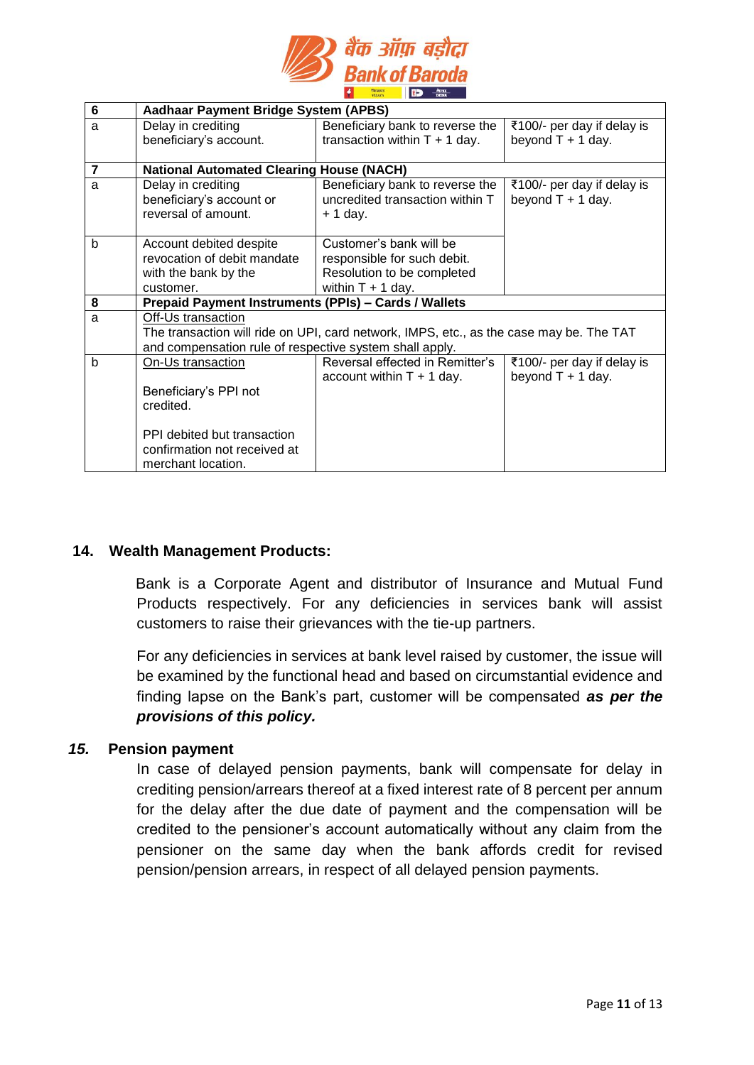| 6 | **Aadhaar Payment Bridge System (APBS)** | | |
|---|---|---|---|
| a | Delay in crediting beneficiary's account. | Beneficiary bank to reverse the transaction within T + 1 day. | ₹100/- per day if delay is beyond T + 1 day. |
| **7** | **National Automated Clearing House (NACH)** | | |
| a | Delay in crediting beneficiary's account or reversal of amount. | Beneficiary bank to reverse the uncredited transaction within T + 1 day. | ₹100/- per day if delay is beyond T + 1 day. |
| b | Account debited despite revocation of debit mandate with the bank by the customer. | Customer's bank will be responsible for such debit. Resolution to be completed within T + 1 day. | |
| **8** | **Prepaid Payment Instruments (PPIs) – Cards / Wallets** | | |
| a | Off-Us transaction<br>The transaction will ride on UPI, card network, IMPS, etc., as the case may be. The TAT and compensation rule of respective system shall apply. | | |
| b | On-Us transaction<br><br>Beneficiary's PPI not credited.<br><br>PPI debited but transaction confirmation not received at merchant location. | Reversal effected in Remitter's account within T + 1 day. | ₹100/- per day if delay is beyond T + 1 day. |

## 14. Wealth Management Products:

Bank is a Corporate Agent and distributor of Insurance and Mutual Fund Products respectively. For any deficiencies in services bank will assist customers to raise their grievances with the tie-up partners.

For any deficiencies in services at bank level raised by customer, the issue will be examined by the functional head and based on circumstantial evidence and finding lapse on the Bank's part, customer will be compensated ***as per the provisions of this policy.***

## *15.* Pension payment

In case of delayed pension payments, bank will compensate for delay in crediting pension/arrears thereof at a fixed interest rate of 8 percent per annum for the delay after the due date of payment and the compensation will be credited to the pensioner's account automatically without any claim from the pensioner on the same day when the bank affords credit for revised pension/pension arrears, in respect of all delayed pension payments.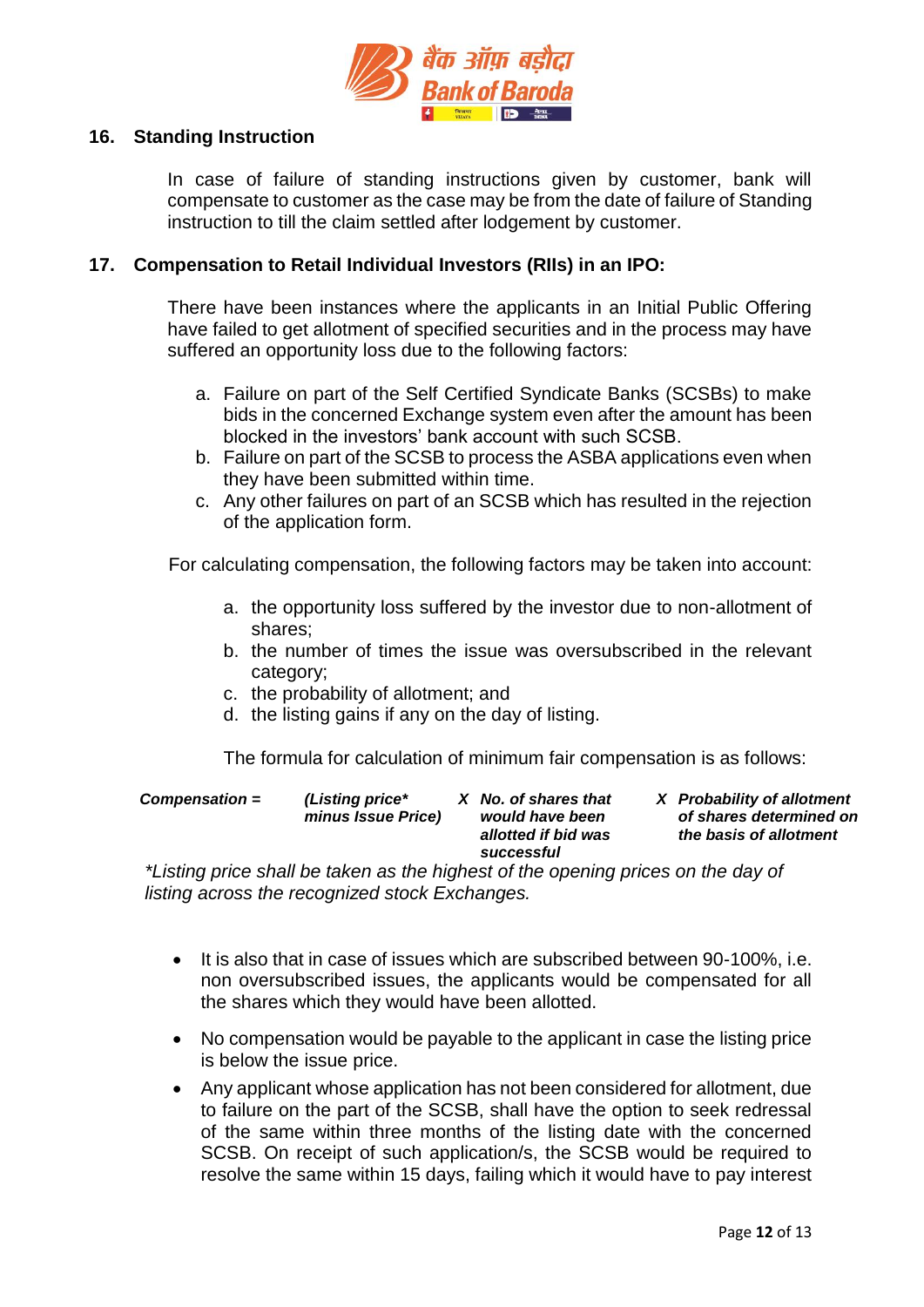## 16. Standing Instruction

In case of failure of standing instructions given by customer, bank will compensate to customer as the case may be from the date of failure of Standing instruction to till the claim settled after lodgement by customer.

## 17. Compensation to Retail Individual Investors (RIIs) in an IPO:

There have been instances where the applicants in an Initial Public Offering have failed to get allotment of specified securities and in the process may have suffered an opportunity loss due to the following factors:

a. Failure on part of the Self Certified Syndicate Banks (SCSBs) to make bids in the concerned Exchange system even after the amount has been blocked in the investors' bank account with such SCSB.
b. Failure on part of the SCSB to process the ASBA applications even when they have been submitted within time.
c. Any other failures on part of an SCSB which has resulted in the rejection of the application form.

For calculating compensation, the following factors may be taken into account:

a. the opportunity loss suffered by the investor due to non-allotment of shares;
b. the number of times the issue was oversubscribed in the relevant category;
c. the probability of allotment; and
d. the listing gains if any on the day of listing.

The formula for calculation of minimum fair compensation is as follows:

***Compensation =*** ***(Listing price\* minus Issue Price)*** ***X*** ***No. of shares that would have been allotted if bid was successful*** ***X*** ***Probability of allotment of shares determined on the basis of allotment***

*\*Listing price shall be taken as the highest of the opening prices on the day of listing across the recognized stock Exchanges.*

- It is also that in case of issues which are subscribed between 90-100%, i.e. non oversubscribed issues, the applicants would be compensated for all the shares which they would have been allotted.
- No compensation would be payable to the applicant in case the listing price is below the issue price.
- Any applicant whose application has not been considered for allotment, due to failure on the part of the SCSB, shall have the option to seek redressal of the same within three months of the listing date with the concerned SCSB. On receipt of such application/s, the SCSB would be required to resolve the same within 15 days, failing which it would have to pay interest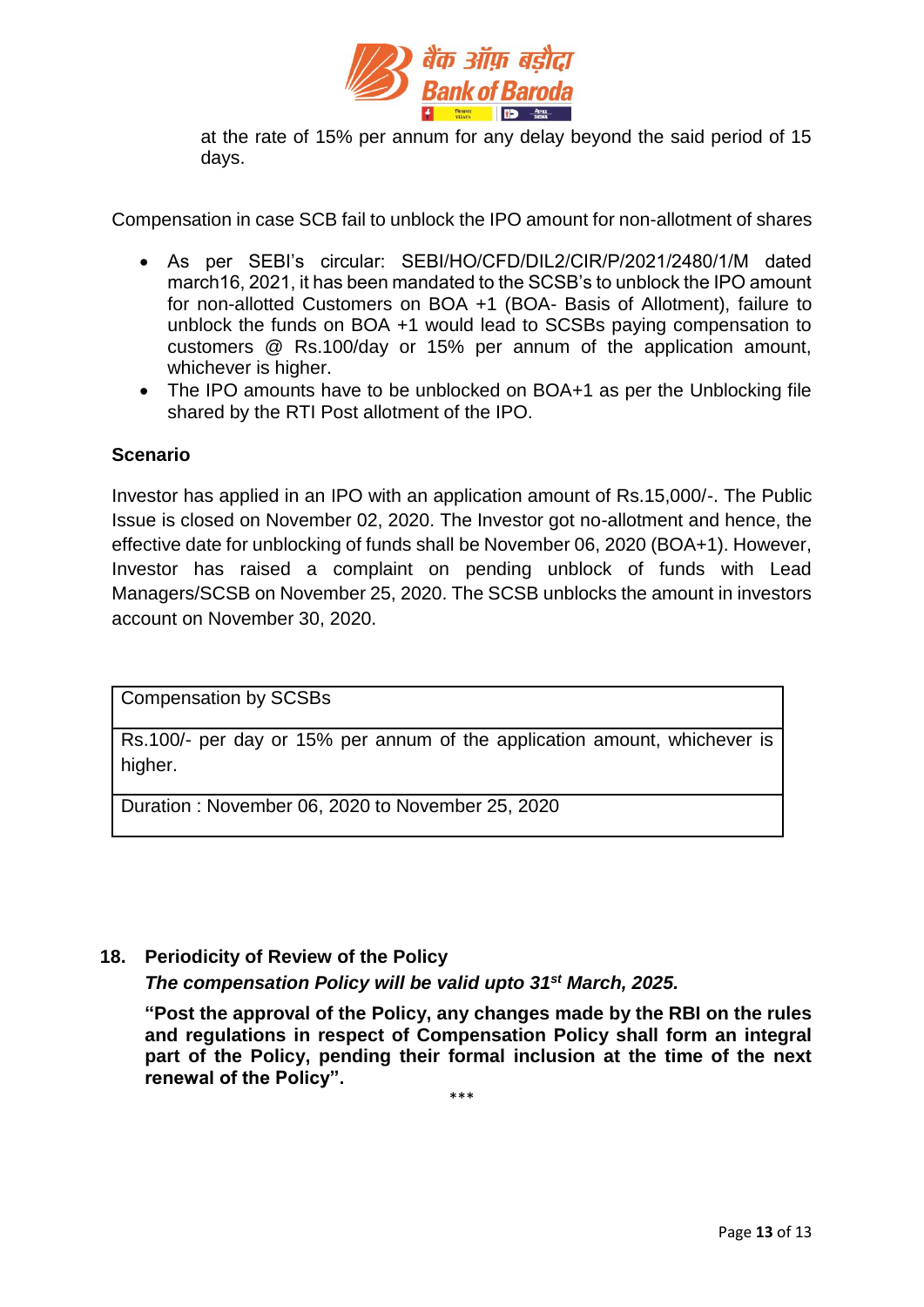at the rate of 15% per annum for any delay beyond the said period of 15 days.

Compensation in case SCB fail to unblock the IPO amount for non-allotment of shares

- As per SEBI's circular: SEBI/HO/CFD/DIL2/CIR/P/2021/2480/1/M dated march16, 2021, it has been mandated to the SCSB's to unblock the IPO amount for non-allotted Customers on BOA +1 (BOA- Basis of Allotment), failure to unblock the funds on BOA +1 would lead to SCSBs paying compensation to customers @ Rs.100/day or 15% per annum of the application amount, whichever is higher.
- The IPO amounts have to be unblocked on BOA+1 as per the Unblocking file shared by the RTI Post allotment of the IPO.

**Scenario**

Investor has applied in an IPO with an application amount of Rs.15,000/-. The Public Issue is closed on November 02, 2020. The Investor got no-allotment and hence, the effective date for unblocking of funds shall be November 06, 2020 (BOA+1). However, Investor has raised a complaint on pending unblock of funds with Lead Managers/SCSB on November 25, 2020. The SCSB unblocks the amount in investors account on November 30, 2020.

| Compensation by SCSBs |
| --- |
| Rs.100/- per day or 15% per annum of the application amount, whichever is higher. |
| Duration : November 06, 2020 to November 25, 2020 |

## 18. Periodicity of Review of the Policy

***The compensation Policy will be valid upto 31st March, 2025.***

**"Post the approval of the Policy, any changes made by the RBI on the rules and regulations in respect of Compensation Policy shall form an integral part of the Policy, pending their formal inclusion at the time of the next renewal of the Policy".**

***